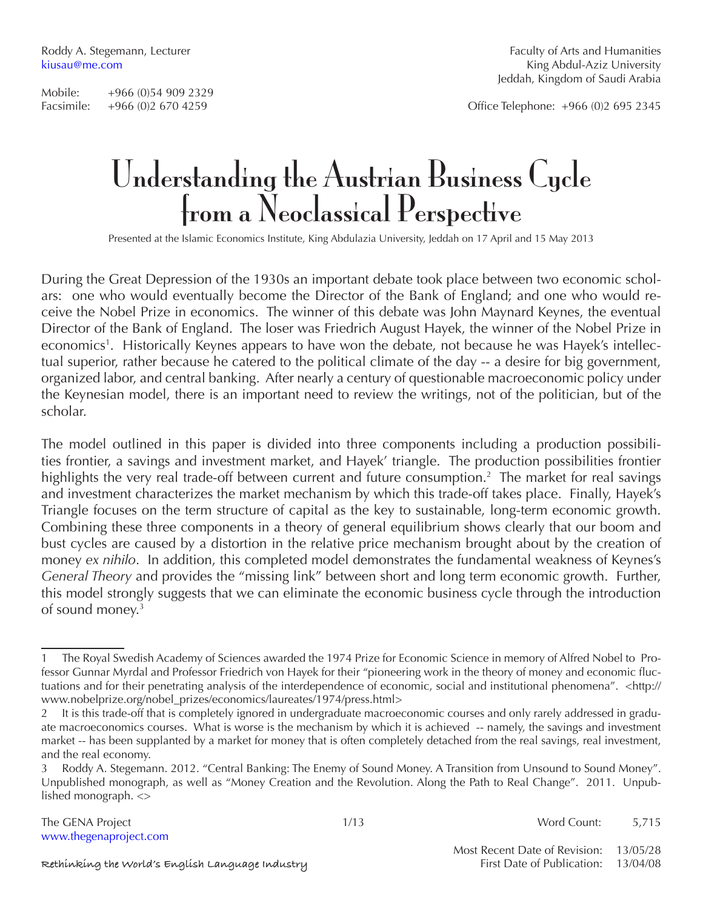Roddy A. Stegemann, Lecturer
kiusau@me.com

Mobile: +966 (0)54 909 2329
Facsimile: +966 (0)2 670 4259

Faculty of Arts and Humanities
King Abdul-Aziz University
Jeddah, Kingdom of Saudi Arabia

Office Telephone: +966 (0)2 695 2345

# Understanding the Austrian Business Cycle from a Neoclassical Perspective

Presented at the Islamic Economics Institute, King Abdulazia University, Jeddah on 17 April and 15 May 2013

During the Great Depression of the 1930s an important debate took place between two economic scholars: one who would eventually become the Director of the Bank of England; and one who would receive the Nobel Prize in economics. The winner of this debate was John Maynard Keynes, the eventual Director of the Bank of England. The loser was Friedrich August Hayek, the winner of the Nobel Prize in economics[1]. Historically Keynes appears to have won the debate, not because he was Hayek's intellectual superior, rather because he catered to the political climate of the day -- a desire for big government, organized labor, and central banking. After nearly a century of questionable macroeconomic policy under the Keynesian model, there is an important need to review the writings, not of the politician, but of the scholar.

The model outlined in this paper is divided into three components including a production possibilities frontier, a savings and investment market, and Hayek' triangle. The production possibilities frontier highlights the very real trade-off between current and future consumption.[2] The market for real savings and investment characterizes the market mechanism by which this trade-off takes place. Finally, Hayek's Triangle focuses on the term structure of capital as the key to sustainable, long-term economic growth. Combining these three components in a theory of general equilibrium shows clearly that our boom and bust cycles are caused by a distortion in the relative price mechanism brought about by the creation of money *ex nihilo*. In addition, this completed model demonstrates the fundamental weakness of Keynes's *General Theory* and provides the "missing link" between short and long term economic growth. Further, this model strongly suggests that we can eliminate the economic business cycle through the introduction of sound money.[3]

---

1 The Royal Swedish Academy of Sciences awarded the 1974 Prize for Economic Science in memory of Alfred Nobel to Professor Gunnar Myrdal and Professor Friedrich von Hayek for their "pioneering work in the theory of money and economic fluctuations and for their penetrating analysis of the interdependence of economic, social and institutional phenomena". <http://www.nobelprize.org/nobel_prizes/economics/laureates/1974/press.html>

2 It is this trade-off that is completely ignored in undergraduate macroeconomic courses and only rarely addressed in graduate macroeconomics courses. What is worse is the mechanism by which it is achieved -- namely, the savings and investment market -- has been supplanted by a market for money that is often completely detached from the real savings, real investment, and the real economy.

3 Roddy A. Stegemann. 2012. "Central Banking: The Enemy of Sound Money. A Transition from Unsound to Sound Money". Unpublished monograph, as well as "Money Creation and the Revolution. Along the Path to Real Change". 2011. Unpublished monograph. <>

The GENA Project
www.thegenaproject.com

Word Count: 5,715

Most Recent Date of Revision: 13/05/28
First Date of Publication: 13/04/08

Rethinking the World's English Language Industry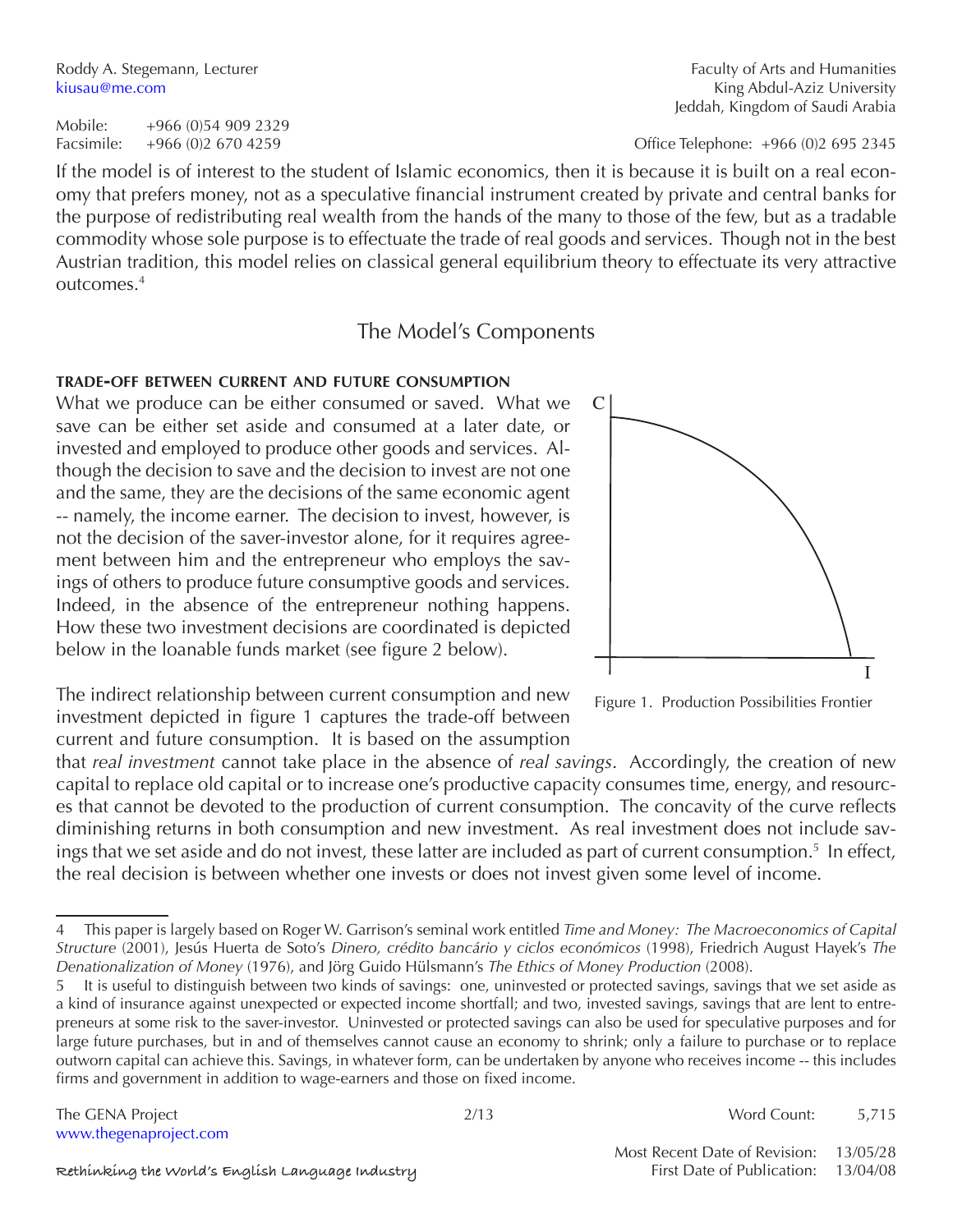If the model is of interest to the student of Islamic economics, then it is because it is built on a real economy that prefers money, not as a speculative financial instrument created by private and central banks for the purpose of redistributing real wealth from the hands of the many to those of the few, but as a tradable commodity whose sole purpose is to effectuate the trade of real goods and services. Though not in the best Austrian tradition, this model relies on classical general equilibrium theory to effectuate its very attractive outcomes.[4]

## The Model's Components

### TRADE-OFF BETWEEN CURRENT AND FUTURE CONSUMPTION

What we produce can be either consumed or saved. What we save can be either set aside and consumed at a later date, or invested and employed to produce other goods and services. Although the decision to save and the decision to invest are not one and the same, they are the decisions of the same economic agent -- namely, the income earner. The decision to invest, however, is not the decision of the saver-investor alone, for it requires agreement between him and the entrepreneur who employs the savings of others to produce future consumptive goods and services. Indeed, in the absence of the entrepreneur nothing happens. How these two investment decisions are coordinated is depicted below in the loanable funds market (see figure 2 below).

Figure 1. Production Possibilities Frontier

The indirect relationship between current consumption and new investment depicted in figure 1 captures the trade-off between current and future consumption. It is based on the assumption that *real investment* cannot take place in the absence of *real savings*. Accordingly, the creation of new capital to replace old capital or to increase one's productive capacity consumes time, energy, and resources that cannot be devoted to the production of current consumption. The concavity of the curve reflects diminishing returns in both consumption and new investment. As real investment does not include savings that we set aside and do not invest, these latter are included as part of current consumption.[5] In effect, the real decision is between whether one invests or does not invest given some level of income.

---

[4] This paper is largely based on Roger W. Garrison's seminal work entitled *Time and Money: The Macroeconomics of Capital Structure* (2001), Jesús Huerta de Soto's *Dinero, crédito bancário y ciclos económicos* (1998), Friedrich August Hayek's *The Denationalization of Money* (1976), and Jörg Guido Hülsmann's *The Ethics of Money Production* (2008).

[5] It is useful to distinguish between two kinds of savings: one, uninvested or protected savings, savings that we set aside as a kind of insurance against unexpected or expected income shortfall; and two, invested savings, savings that are lent to entrepreneurs at some risk to the saver-investor. Uninvested or protected savings can also be used for speculative purposes and for large future purchases, but in and of themselves cannot cause an economy to shrink; only a failure to purchase or to replace outworn capital can achieve this. Savings, in whatever form, can be undertaken by anyone who receives income -- this includes firms and government in addition to wage-earners and those on fixed income.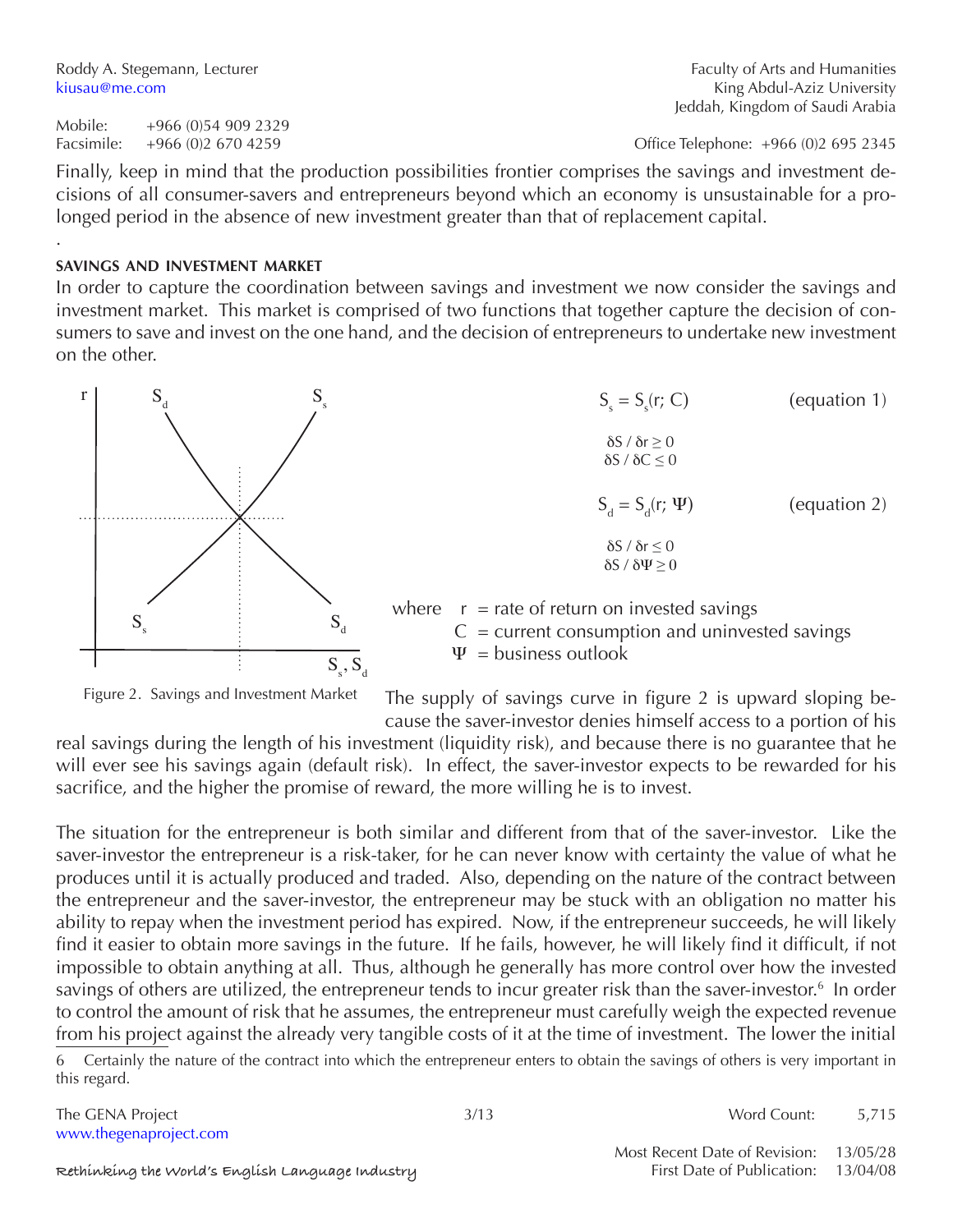Finally, keep in mind that the production possibilities frontier comprises the savings and investment decisions of all consumer-savers and entrepreneurs beyond which an economy is unsustainable for a prolonged period in the absence of new investment greater than that of replacement capital.

.

### SAVINGS AND INVESTMENT MARKET

In order to capture the coordination between savings and investment we now consider the savings and investment market. This market is comprised of two functions that together capture the decision of consumers to save and invest on the one hand, and the decision of entrepreneurs to undertake new investment on the other.

Figure 2. Savings and Investment Market

$$S_s = S_s(r; C) \qquad \text{(equation 1)}$$

$$\delta S / \delta r \geq 0$$
$$\delta S / \delta C \leq 0$$

$$S_d = S_d(r; \Psi) \qquad \text{(equation 2)}$$

$$\delta S / \delta r \leq 0$$
$$\delta S / \delta \Psi \geq 0$$

where $r$ = rate of return on invested savings
$C$ = current consumption and uninvested savings
$\Psi$ = business outlook

The supply of savings curve in figure 2 is upward sloping because the saver-investor denies himself access to a portion of his real savings during the length of his investment (liquidity risk), and because there is no guarantee that he will ever see his savings again (default risk). In effect, the saver-investor expects to be rewarded for his sacrifice, and the higher the promise of reward, the more willing he is to invest.

The situation for the entrepreneur is both similar and different from that of the saver-investor. Like the saver-investor the entrepreneur is a risk-taker, for he can never know with certainty the value of what he produces until it is actually produced and traded. Also, depending on the nature of the contract between the entrepreneur and the saver-investor, the entrepreneur may be stuck with an obligation no matter his ability to repay when the investment period has expired. Now, if the entrepreneur succeeds, he will likely find it easier to obtain more savings in the future. If he fails, however, he will likely find it difficult, if not impossible to obtain anything at all. Thus, although he generally has more control over how the invested savings of others are utilized, the entrepreneur tends to incur greater risk than the saver-investor.[6] In order to control the amount of risk that he assumes, the entrepreneur must carefully weigh the expected revenue from his project against the already very tangible costs of it at the time of investment. The lower the initial

[6] Certainly the nature of the contract into which the entrepreneur enters to obtain the savings of others is very important in this regard.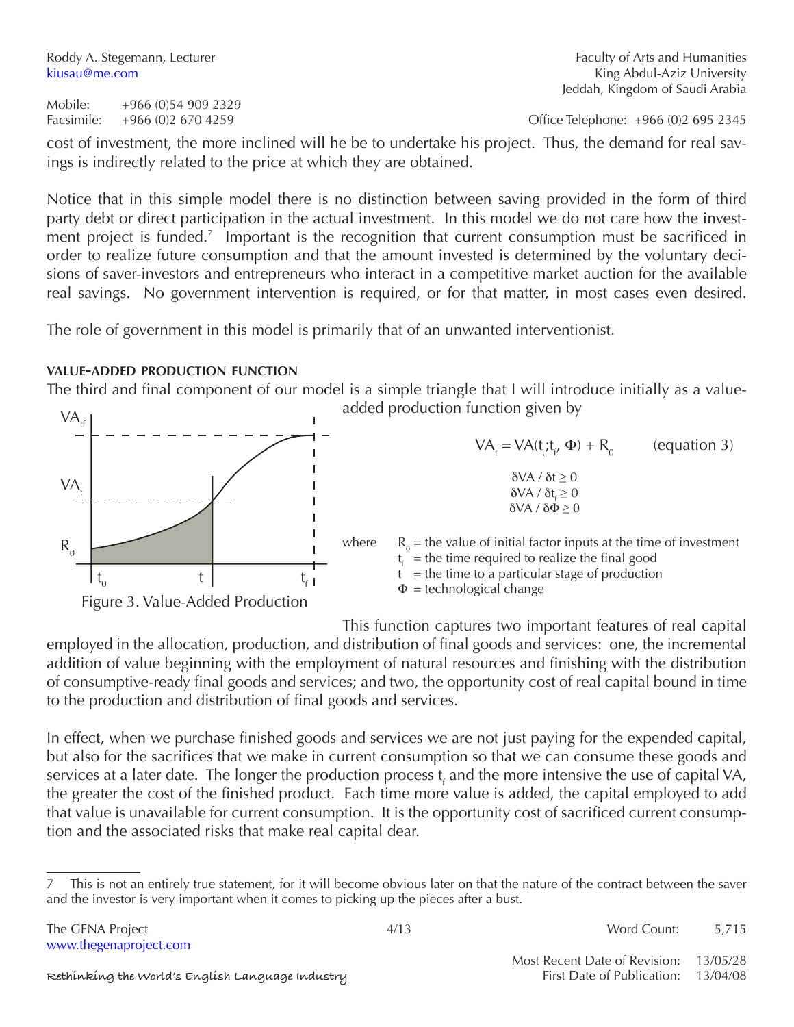cost of investment, the more inclined will he be to undertake his project. Thus, the demand for real savings is indirectly related to the price at which they are obtained.

Notice that in this simple model there is no distinction between saving provided in the form of third party debt or direct participation in the actual investment. In this model we do not care how the investment project is funded.[7] Important is the recognition that current consumption must be sacrificed in order to realize future consumption and that the amount invested is determined by the voluntary decisions of saver-investors and entrepreneurs who interact in a competitive market auction for the available real savings. No government intervention is required, or for that matter, in most cases even desired.

The role of government in this model is primarily that of an unwanted interventionist.

#### VALUE-ADDED PRODUCTION FUNCTION

The third and final component of our model is a simple triangle that I will introduce initially as a value-added production function given by

$$VA_t = VA(t, t_f, \Phi) + R_0 \qquad \text{(equation 3)}$$

$$\delta VA / \delta t \geq 0$$
$$\delta VA / \delta t_f \geq 0$$
$$\delta VA / \delta \Phi \geq 0$$

where
- $R_0$ = the value of initial factor inputs at the time of investment
- $t_f$ = the time required to realize the final good
- $t$ = the time to a particular stage of production
- $\Phi$ = technological change

Figure 3. Value-Added Production

This function captures two important features of real capital employed in the allocation, production, and distribution of final goods and services: one, the incremental addition of value beginning with the employment of natural resources and finishing with the distribution of consumptive-ready final goods and services; and two, the opportunity cost of real capital bound in time to the production and distribution of final goods and services.

In effect, when we purchase finished goods and services we are not just paying for the expended capital, but also for the sacrifices that we make in current consumption so that we can consume these goods and services at a later date. The longer the production process $t_f$ and the more intensive the use of capital VA, the greater the cost of the finished product. Each time more value is added, the capital employed to add that value is unavailable for current consumption. It is the opportunity cost of sacrificed current consumption and the associated risks that make real capital dear.

---

7 This is not an entirely true statement, for it will become obvious later on that the nature of the contract between the saver and the investor is very important when it comes to picking up the pieces after a bust.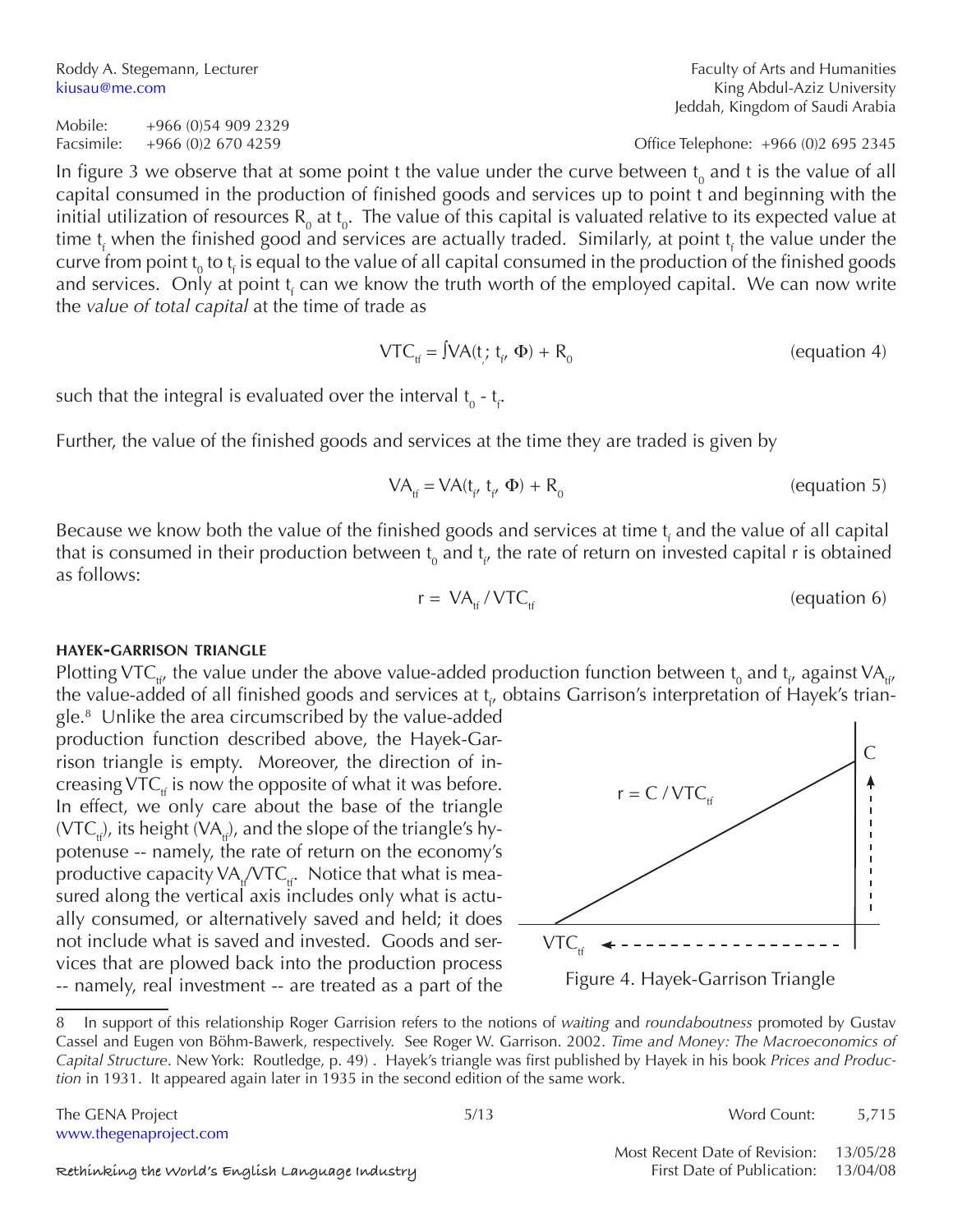In figure 3 we observe that at some point t the value under the curve between $t_0$ and t is the value of all capital consumed in the production of finished goods and services up to point t and beginning with the initial utilization of resources $R_0$ at $t_0$. The value of this capital is valuated relative to its expected value at time $t_f$ when the finished good and services are actually traded. Similarly, at point $t_f$ the value under the curve from point $t_0$ to $t_f$ is equal to the value of all capital consumed in the production of the finished goods and services. Only at point $t_f$ can we know the truth worth of the employed capital. We can now write the *value of total capital* at the time of trade as

$$VTC_{tf} = \int VA(t_; t_f, \Phi) + R_0 \qquad \text{(equation 4)}$$

such that the integral is evaluated over the interval $t_0$ - $t_f$.

Further, the value of the finished goods and services at the time they are traded is given by

$$VA_{tf} = VA(t_f, t_f, \Phi) + R_0 \qquad \text{(equation 5)}$$

Because we know both the value of the finished goods and services at time $t_f$ and the value of all capital that is consumed in their production between $t_0$ and $t_f$, the rate of return on invested capital r is obtained as follows:

$$r = VA_{tf} / VTC_{tf} \qquad \text{(equation 6)}$$

#### HAYEK-GARRISON TRIANGLE

Plotting $VTC_{tf}$, the value under the above value-added production function between $t_0$ and $t_f$, against $VA_{tf}$, the value-added of all finished goods and services at $t_f$, obtains Garrison's interpretation of Hayek's triangle.[8] Unlike the area circumscribed by the value-added production function described above, the Hayek-Garrison triangle is empty. Moreover, the direction of increasing $VTC_{tf}$ is now the opposite of what it was before. In effect, we only care about the base of the triangle ($VTC_{tf}$), its height ($VA_{tf}$), and the slope of the triangle's hypotenuse -- namely, the rate of return on the economy's productive capacity $VA_{tf}/VTC_{tf}$. Notice that what is measured along the vertical axis includes only what is actually consumed, or alternatively saved and held; it does not include what is saved and invested. Goods and services that are plowed back into the production process -- namely, real investment -- are treated as a part of the

$r = C / VTC_{tf}$

Figure 4. Hayek-Garrison Triangle

8 In support of this relationship Roger Garrision refers to the notions of *waiting* and *roundaboutness* promoted by Gustav Cassel and Eugen von Böhm-Bawerk, respectively. See Roger W. Garrison. 2002. *Time and Money: The Macroeconomics of Capital Structure*. New York: Routledge, p. 49) . Hayek's triangle was first published by Hayek in his book *Prices and Production* in 1931. It appeared again later in 1935 in the second edition of the same work.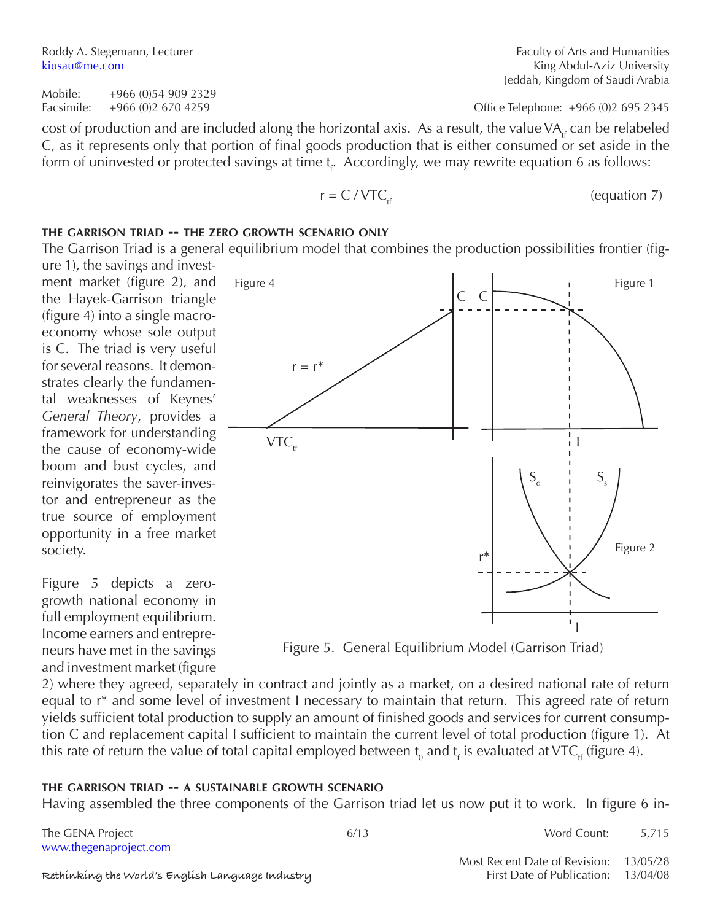cost of production and are included along the horizontal axis. As a result, the value $VA_{tf}$ can be relabeled C, as it represents only that portion of final goods production that is either consumed or set aside in the form of uninvested or protected savings at time $t_f$. Accordingly, we may rewrite equation 6 as follows:

$$r = C / VTC_{tf} \qquad \text{(equation 7)}$$

### THE GARRISON TRIAD -- THE ZERO GROWTH SCENARIO ONLY

The Garrison Triad is a general equilibrium model that combines the production possibilities frontier (figure 1), the savings and investment market (figure 2), and the Hayek-Garrison triangle (figure 4) into a single macroeconomy whose sole output is C. The triad is very useful for several reasons. It demonstrates clearly the fundamental weaknesses of Keynes' *General Theory*, provides a framework for understanding the cause of economy-wide boom and bust cycles, and reinvigorates the saver-investor and entrepreneur as the true source of employment opportunity in a free market society.

Figure 5. General Equilibrium Model (Garrison Triad)

Figure 5 depicts a zero-growth national economy in full employment equilibrium. Income earners and entrepreneurs have met in the savings and investment market (figure 2) where they agreed, separately in contract and jointly as a market, on a desired national rate of return equal to r* and some level of investment I necessary to maintain that return. This agreed rate of return yields sufficient total production to supply an amount of finished goods and services for current consumption C and replacement capital I sufficient to maintain the current level of total production (figure 1). At this rate of return the value of total capital employed between $t_0$ and $t_f$ is evaluated at $VTC_{tf}$ (figure 4).

### THE GARRISON TRIAD -- A SUSTAINABLE GROWTH SCENARIO

Having assembled the three components of the Garrison triad let us now put it to work. In figure 6 in-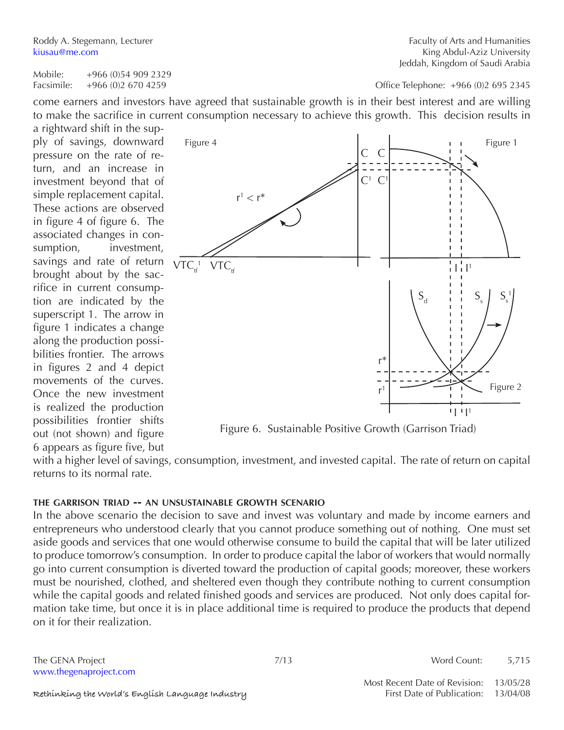come earners and investors have agreed that sustainable growth is in their best interest and are willing to make the sacrifice in current consumption necessary to achieve this growth. This decision results in a rightward shift in the supply of savings, downward pressure on the rate of return, and an increase in investment beyond that of simple replacement capital. These actions are observed in figure 4 of figure 6. The associated changes in consumption, investment, savings and rate of return brought about by the sacrifice in current consumption are indicated by the superscript 1. The arrow in figure 1 indicates a change along the production possibilities frontier. The arrows in figures 2 and 4 depict movements of the curves. Once the new investment is realized the production possibilities frontier shifts out (not shown) and figure 6 appears as figure five, but with a higher level of savings, consumption, investment, and invested capital. The rate of return on capital returns to its normal rate.

Figure 6. Sustainable Positive Growth (Garrison Triad)

### THE GARRISON TRIAD -- AN UNSUSTAINABLE GROWTH SCENARIO

In the above scenario the decision to save and invest was voluntary and made by income earners and entrepreneurs who understood clearly that you cannot produce something out of nothing. One must set aside goods and services that one would otherwise consume to build the capital that will be later utilized to produce tomorrow's consumption. In order to produce capital the labor of workers that would normally go into current consumption is diverted toward the production of capital goods; moreover, these workers must be nourished, clothed, and sheltered even though they contribute nothing to current consumption while the capital goods and related finished goods and services are produced. Not only does capital formation take time, but once it is in place additional time is required to produce the products that depend on it for their realization.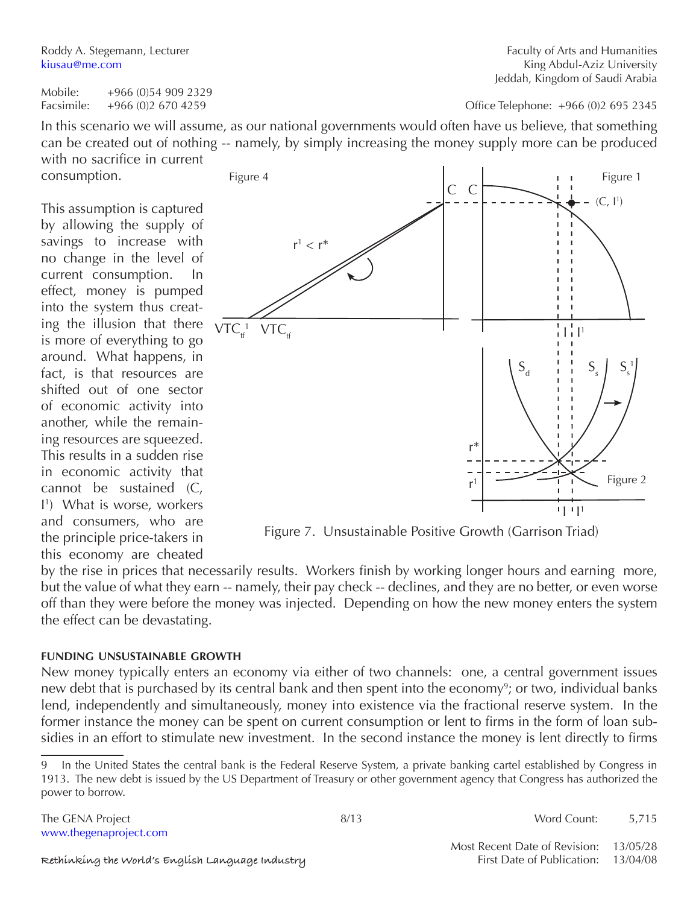Roddy A. Stegemann, Lecturer
kiusau@me.com

Mobile: +966 (0)54 909 2329
Facsimile: +966 (0)2 670 4259

Faculty of Arts and Humanities
King Abdul-Aziz University
Jeddah, Kingdom of Saudi Arabia

Office Telephone: +966 (0)2 695 2345

In this scenario we will assume, as our national governments would often have us believe, that something can be created out of nothing -- namely, by simply increasing the money supply more can be produced with no sacrifice in current consumption.

This assumption is captured by allowing the supply of savings to increase with no change in the level of current consumption. In effect, money is pumped into the system thus creating the illusion that there is more of everything to go around. What happens, in fact, is that resources are shifted out of one sector of economic activity into another, while the remaining resources are squeezed. This results in a sudden rise in economic activity that cannot be sustained ($C$, $I^1$) What is worse, workers and consumers, who are the principle price-takers in this economy are cheated by the rise in prices that necessarily results. Workers finish by working longer hours and earning more, but the value of what they earn -- namely, their pay check -- declines, and they are no better, or even worse off than they were before the money was injected. Depending on how the new money enters the system the effect can be devastating.

Figure 7. Unsustainable Positive Growth (Garrison Triad)

#### FUNDING UNSUSTAINABLE GROWTH

New money typically enters an economy via either of two channels: one, a central government issues new debt that is purchased by its central bank and then spent into the economy[9]; or two, individual banks lend, independently and simultaneously, money into existence via the fractional reserve system. In the former instance the money can be spent on current consumption or lent to firms in the form of loan subsidies in an effort to stimulate new investment. In the second instance the money is lent directly to firms

---

9 In the United States the central bank is the Federal Reserve System, a private banking cartel established by Congress in 1913. The new debt is issued by the US Department of Treasury or other government agency that Congress has authorized the power to borrow.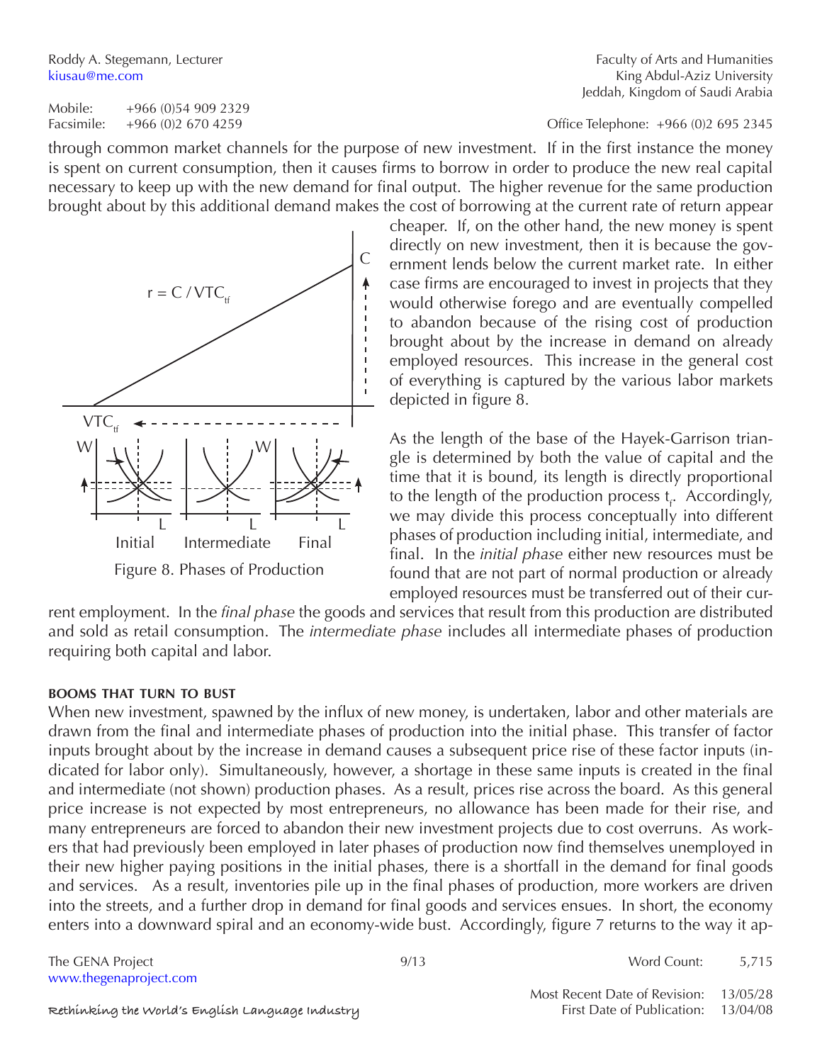through common market channels for the purpose of new investment. If in the first instance the money is spent on current consumption, then it causes firms to borrow in order to produce the new real capital necessary to keep up with the new demand for final output. The higher revenue for the same production brought about by this additional demand makes the cost of borrowing at the current rate of return appear cheaper. If, on the other hand, the new money is spent directly on new investment, then it is because the government lends below the current market rate. In either case firms are encouraged to invest in projects that they would otherwise forego and are eventually compelled to abandon because of the rising cost of production brought about by the increase in demand on already employed resources. This increase in the general cost of everything is captured by the various labor markets depicted in figure 8.

Figure 8. Phases of Production

As the length of the base of the Hayek-Garrison triangle is determined by both the value of capital and the time that it is bound, its length is directly proportional to the length of the production process $t_f$. Accordingly, we may divide this process conceptually into different phases of production including initial, intermediate, and final. In the *initial phase* either new resources must be found that are not part of normal production or already employed resources must be transferred out of their current employment. In the *final phase* the goods and services that result from this production are distributed and sold as retail consumption. The *intermediate phase* includes all intermediate phases of production requiring both capital and labor.

#### BOOMS THAT TURN TO BUST

When new investment, spawned by the influx of new money, is undertaken, labor and other materials are drawn from the final and intermediate phases of production into the initial phase. This transfer of factor inputs brought about by the increase in demand causes a subsequent price rise of these factor inputs (indicated for labor only). Simultaneously, however, a shortage in these same inputs is created in the final and intermediate (not shown) production phases. As a result, prices rise across the board. As this general price increase is not expected by most entrepreneurs, no allowance has been made for their rise, and many entrepreneurs are forced to abandon their new investment projects due to cost overruns. As workers that had previously been employed in later phases of production now find themselves unemployed in their new higher paying positions in the initial phases, there is a shortfall in the demand for final goods and services. As a result, inventories pile up in the final phases of production, more workers are driven into the streets, and a further drop in demand for final goods and services ensues. In short, the economy enters into a downward spiral and an economy-wide bust. Accordingly, figure 7 returns to the way it ap-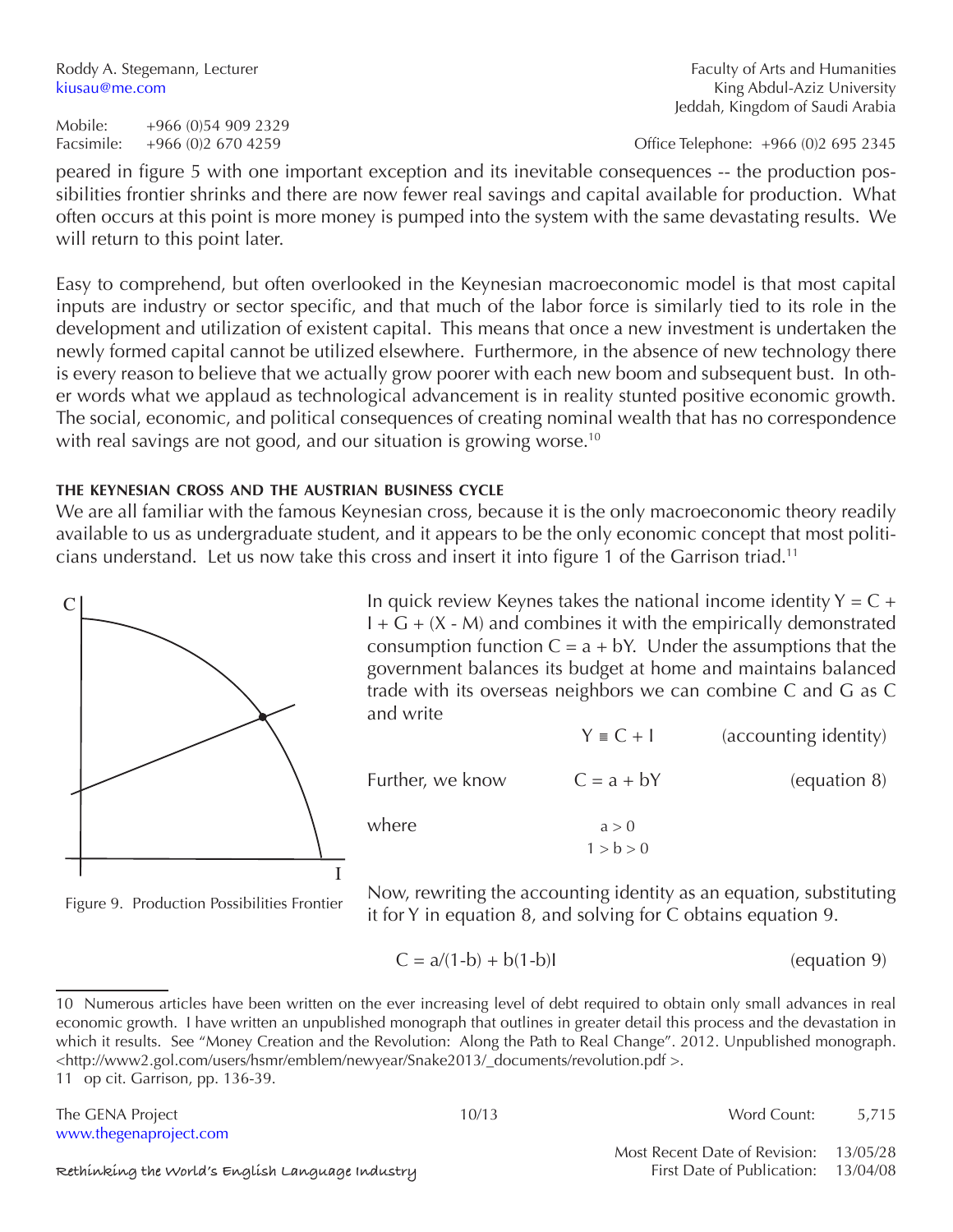peared in figure 5 with one important exception and its inevitable consequences -- the production possibilities frontier shrinks and there are now fewer real savings and capital available for production. What often occurs at this point is more money is pumped into the system with the same devastating results. We will return to this point later.

Easy to comprehend, but often overlooked in the Keynesian macroeconomic model is that most capital inputs are industry or sector specific, and that much of the labor force is similarly tied to its role in the development and utilization of existent capital. This means that once a new investment is undertaken the newly formed capital cannot be utilized elsewhere. Furthermore, in the absence of new technology there is every reason to believe that we actually grow poorer with each new boom and subsequent bust. In other words what we applaud as technological advancement is in reality stunted positive economic growth. The social, economic, and political consequences of creating nominal wealth that has no correspondence with real savings are not good, and our situation is growing worse.[10]

#### THE KEYNESIAN CROSS AND THE AUSTRIAN BUSINESS CYCLE

We are all familiar with the famous Keynesian cross, because it is the only macroeconomic theory readily available to us as undergraduate student, and it appears to be the only economic concept that most politicians understand. Let us now take this cross and insert it into figure 1 of the Garrison triad.[11]

Figure 9. Production Possibilities Frontier

In quick review Keynes takes the national income identity $Y = C + I + G + (X - M)$ and combines it with the empirically demonstrated consumption function $C = a + bY$. Under the assumptions that the government balances its budget at home and maintains balanced trade with its overseas neighbors we can combine C and G as C and write

$$Y \equiv C + I \qquad \text{(accounting identity)}$$

Further, we know

$$C = a + bY \qquad \text{(equation 8)}$$

where

$$a > 0$$
$$1 > b > 0$$

Now, rewriting the accounting identity as an equation, substituting it for Y in equation 8, and solving for C obtains equation 9.

$$C = a/(1-b) + b(1-b)I \qquad \text{(equation 9)}$$

---

10 Numerous articles have been written on the ever increasing level of debt required to obtain only small advances in real economic growth. I have written an unpublished monograph that outlines in greater detail this process and the devastation in which it results. See "Money Creation and the Revolution: Along the Path to Real Change". 2012. Unpublished monograph. <http://www2.gol.com/users/hsmr/emblem/newyear/Snake2013/_documents/revolution.pdf >.

11 op cit. Garrison, pp. 136-39.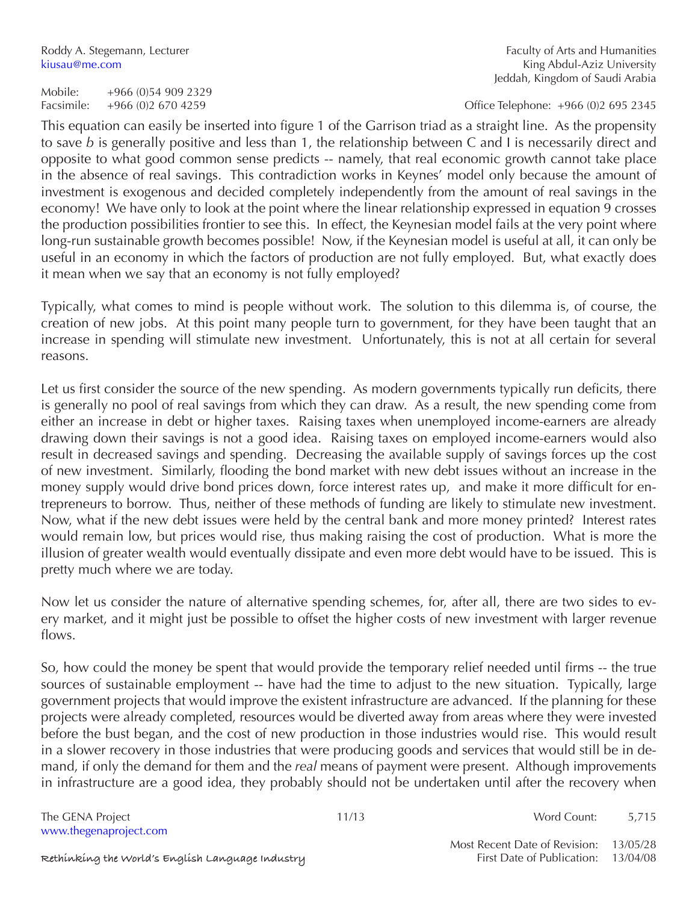This equation can easily be inserted into figure 1 of the Garrison triad as a straight line. As the propensity to save $b$ is generally positive and less than 1, the relationship between C and I is necessarily direct and opposite to what good common sense predicts -- namely, that real economic growth cannot take place in the absence of real savings. This contradiction works in Keynes' model only because the amount of investment is exogenous and decided completely independently from the amount of real savings in the economy! We have only to look at the point where the linear relationship expressed in equation 9 crosses the production possibilities frontier to see this. In effect, the Keynesian model fails at the very point where long-run sustainable growth becomes possible! Now, if the Keynesian model is useful at all, it can only be useful in an economy in which the factors of production are not fully employed. But, what exactly does it mean when we say that an economy is not fully employed?

Typically, what comes to mind is people without work. The solution to this dilemma is, of course, the creation of new jobs. At this point many people turn to government, for they have been taught that an increase in spending will stimulate new investment. Unfortunately, this is not at all certain for several reasons.

Let us first consider the source of the new spending. As modern governments typically run deficits, there is generally no pool of real savings from which they can draw. As a result, the new spending come from either an increase in debt or higher taxes. Raising taxes when unemployed income-earners are already drawing down their savings is not a good idea. Raising taxes on employed income-earners would also result in decreased savings and spending. Decreasing the available supply of savings forces up the cost of new investment. Similarly, flooding the bond market with new debt issues without an increase in the money supply would drive bond prices down, force interest rates up, and make it more difficult for entrepreneurs to borrow. Thus, neither of these methods of funding are likely to stimulate new investment. Now, what if the new debt issues were held by the central bank and more money printed? Interest rates would remain low, but prices would rise, thus making raising the cost of production. What is more the illusion of greater wealth would eventually dissipate and even more debt would have to be issued. This is pretty much where we are today.

Now let us consider the nature of alternative spending schemes, for, after all, there are two sides to every market, and it might just be possible to offset the higher costs of new investment with larger revenue flows.

So, how could the money be spent that would provide the temporary relief needed until firms -- the true sources of sustainable employment -- have had the time to adjust to the new situation. Typically, large government projects that would improve the existent infrastructure are advanced. If the planning for these projects were already completed, resources would be diverted away from areas where they were invested before the bust began, and the cost of new production in those industries would rise. This would result in a slower recovery in those industries that were producing goods and services that would still be in demand, if only the demand for them and the *real* means of payment were present. Although improvements in infrastructure are a good idea, they probably should not be undertaken until after the recovery when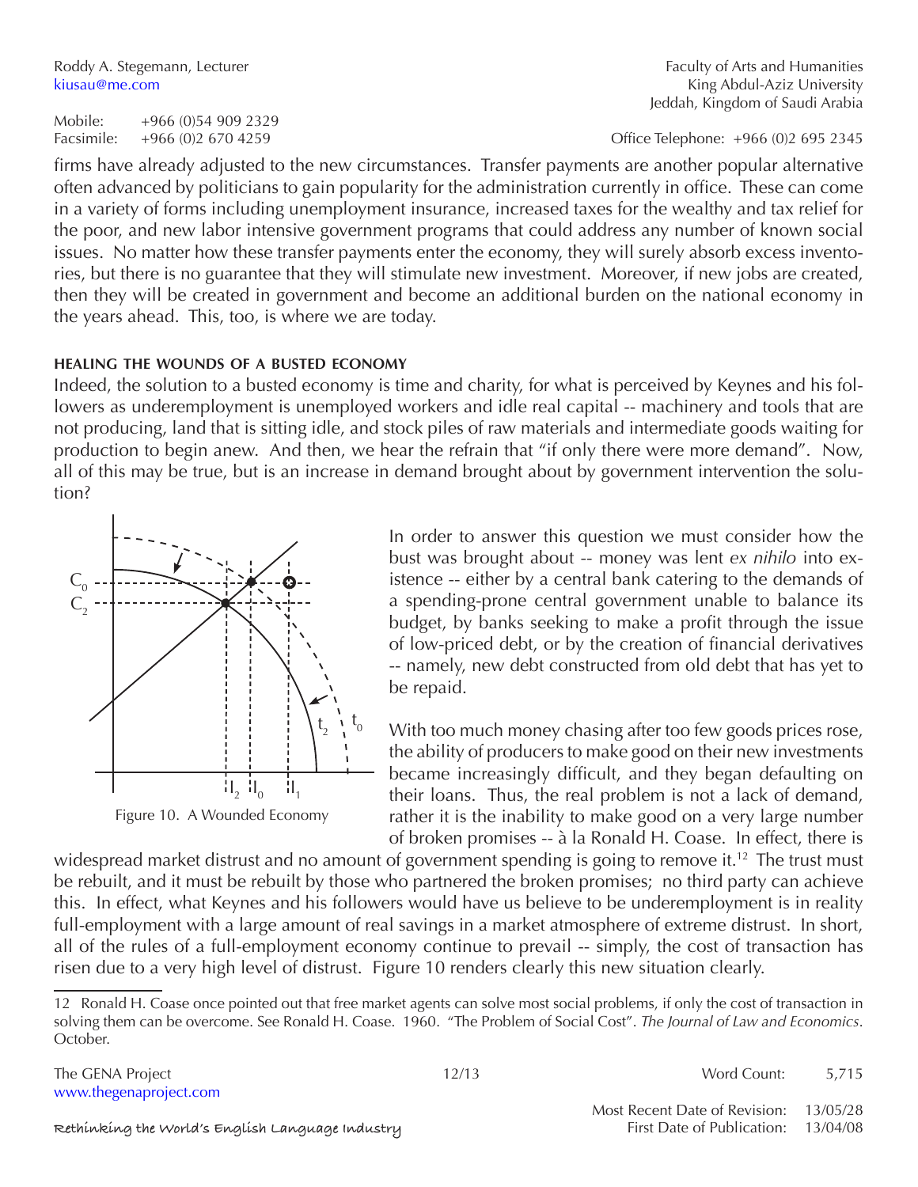firms have already adjusted to the new circumstances. Transfer payments are another popular alternative often advanced by politicians to gain popularity for the administration currently in office. These can come in a variety of forms including unemployment insurance, increased taxes for the wealthy and tax relief for the poor, and new labor intensive government programs that could address any number of known social issues. No matter how these transfer payments enter the economy, they will surely absorb excess inventories, but there is no guarantee that they will stimulate new investment. Moreover, if new jobs are created, then they will be created in government and become an additional burden on the national economy in the years ahead. This, too, is where we are today.

### HEALING THE WOUNDS OF A BUSTED ECONOMY

Indeed, the solution to a busted economy is time and charity, for what is perceived by Keynes and his followers as underemployment is unemployed workers and idle real capital -- machinery and tools that are not producing, land that is sitting idle, and stock piles of raw materials and intermediate goods waiting for production to begin anew. And then, we hear the refrain that "if only there were more demand". Now, all of this may be true, but is an increase in demand brought about by government intervention the solution?

Figure 10. A Wounded Economy

In order to answer this question we must consider how the bust was brought about -- money was lent *ex nihilo* into existence -- either by a central bank catering to the demands of a spending-prone central government unable to balance its budget, by banks seeking to make a profit through the issue of low-priced debt, or by the creation of financial derivatives -- namely, new debt constructed from old debt that has yet to be repaid.

With too much money chasing after too few goods prices rose, the ability of producers to make good on their new investments became increasingly difficult, and they began defaulting on their loans. Thus, the real problem is not a lack of demand, rather it is the inability to make good on a very large number of broken promises -- à la Ronald H. Coase. In effect, there is widespread market distrust and no amount of government spending is going to remove it.[12] The trust must be rebuilt, and it must be rebuilt by those who partnered the broken promises; no third party can achieve this. In effect, what Keynes and his followers would have us believe to be underemployment is in reality full-employment with a large amount of real savings in a market atmosphere of extreme distrust. In short, all of the rules of a full-employment economy continue to prevail -- simply, the cost of transaction has risen due to a very high level of distrust. Figure 10 renders clearly this new situation clearly.

---

12 Ronald H. Coase once pointed out that free market agents can solve most social problems, if only the cost of transaction in solving them can be overcome. See Ronald H. Coase. 1960. "The Problem of Social Cost". *The Journal of Law and Economics*. October.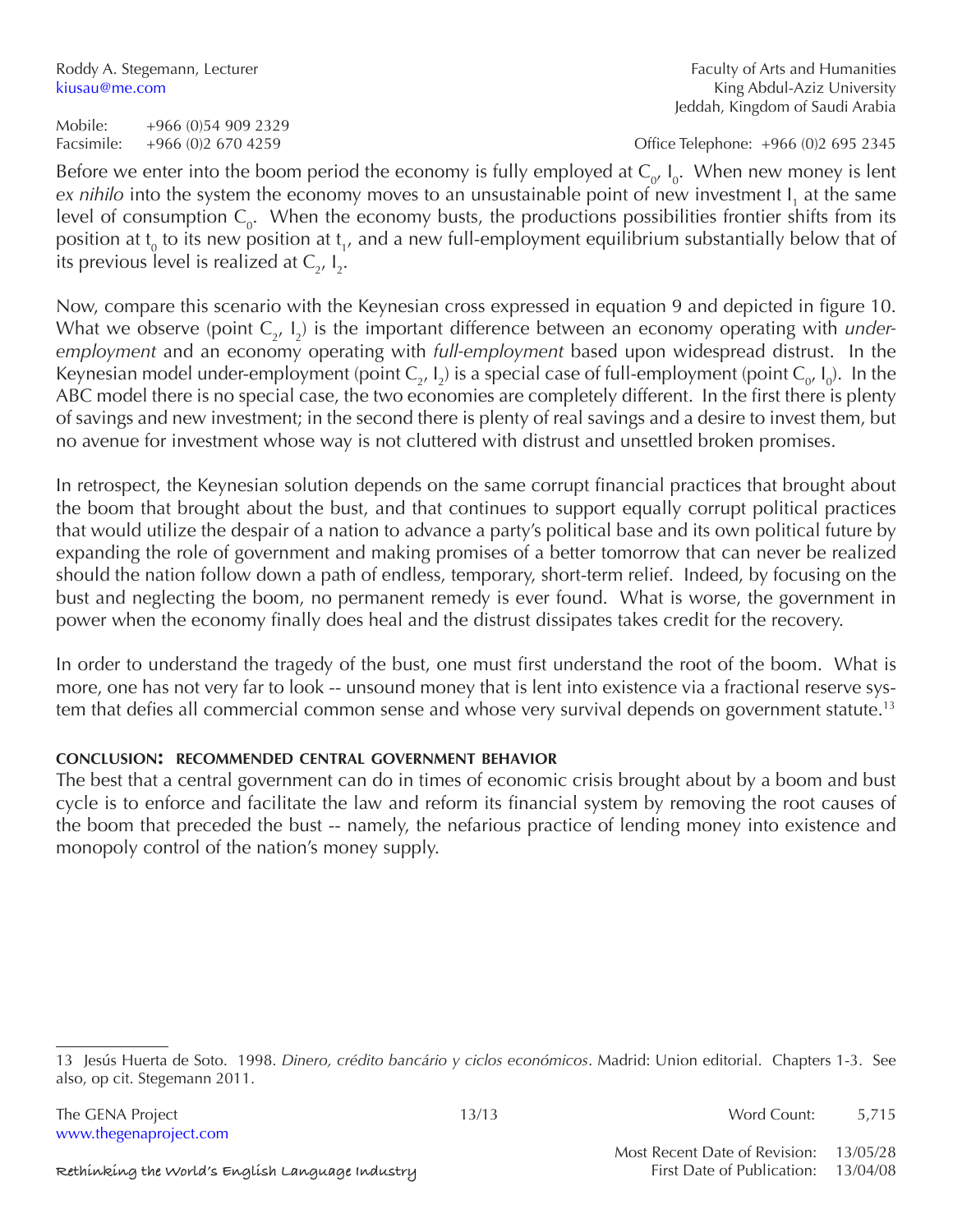Before we enter into the boom period the economy is fully employed at $C_0$, $I_0$. When new money is lent *ex nihilo* into the system the economy moves to an unsustainable point of new investment $I_1$ at the same level of consumption $C_0$. When the economy busts, the productions possibilities frontier shifts from its position at $t_0$ to its new position at $t_1$, and a new full-employment equilibrium substantially below that of its previous level is realized at $C_2$, $I_2$.

Now, compare this scenario with the Keynesian cross expressed in equation 9 and depicted in figure 10. What we observe (point $C_2$, $I_2$) is the important difference between an economy operating with *under-employment* and an economy operating with *full-employment* based upon widespread distrust. In the Keynesian model under-employment (point $C_2$, $I_2$) is a special case of full-employment (point $C_0$, $I_0$). In the ABC model there is no special case, the two economies are completely different. In the first there is plenty of savings and new investment; in the second there is plenty of real savings and a desire to invest them, but no avenue for investment whose way is not cluttered with distrust and unsettled broken promises.

In retrospect, the Keynesian solution depends on the same corrupt financial practices that brought about the boom that brought about the bust, and that continues to support equally corrupt political practices that would utilize the despair of a nation to advance a party's political base and its own political future by expanding the role of government and making promises of a better tomorrow that can never be realized should the nation follow down a path of endless, temporary, short-term relief. Indeed, by focusing on the bust and neglecting the boom, no permanent remedy is ever found. What is worse, the government in power when the economy finally does heal and the distrust dissipates takes credit for the recovery.

In order to understand the tragedy of the bust, one must first understand the root of the boom. What is more, one has not very far to look -- unsound money that is lent into existence via a fractional reserve system that defies all commercial common sense and whose very survival depends on government statute.[13]

## CONCLUSION: RECOMMENDED CENTRAL GOVERNMENT BEHAVIOR

The best that a central government can do in times of economic crisis brought about by a boom and bust cycle is to enforce and facilitate the law and reform its financial system by removing the root causes of the boom that preceded the bust -- namely, the nefarious practice of lending money into existence and monopoly control of the nation's money supply.

---

13 Jesús Huerta de Soto. 1998. *Dinero, crédito bancário y ciclos económicos*. Madrid: Union editorial. Chapters 1-3. See also, op cit. Stegemann 2011.